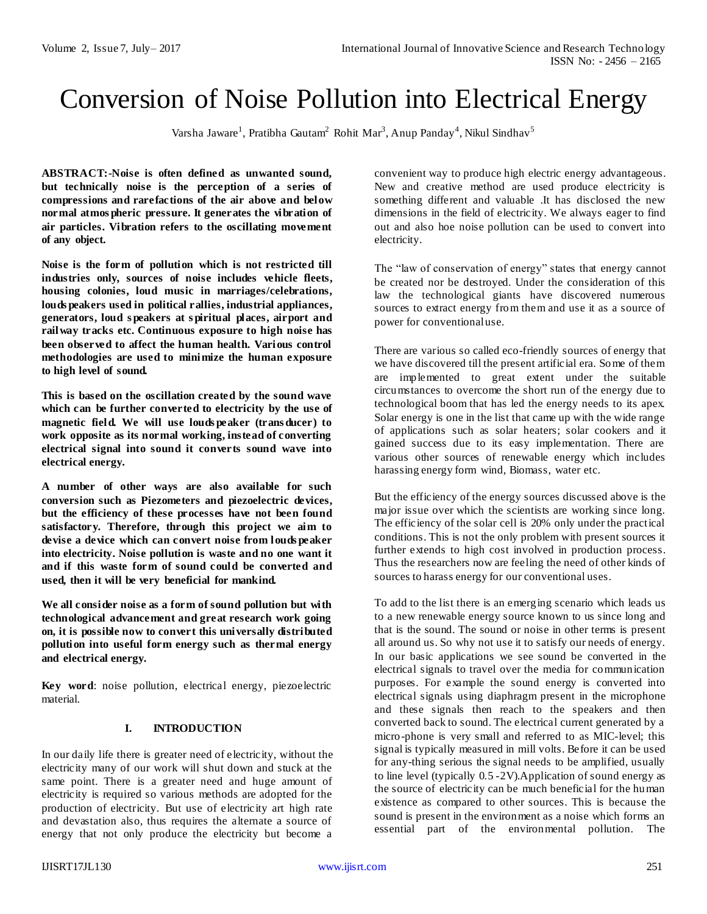# Conversion of Noise Pollution into Electrical Energy

Varsha Jaware[1], Pratibha Gautam[2] Rohit Mar[3], Anup Panday[4], Nikul Sindhav[5]

**ABSTRACT:-Noise is often defined as unwanted sound, but technically noise is the perception of a series of compressions and rarefactions of the air above and below normal atmospheric pressure. It generates the vibration of air particles. Vibration refers to the oscillating movement of any object.**

**Noise is the form of pollution which is not restricted till industries only, sources of noise includes vehicle fleets, housing colonies, loud music in marriages/celebrations, loudspeakers used in political rallies, industrial appliances, generators, loud speakers at spiritual places, airport and railway tracks etc. Continuous exposure to high noise has been observed to affect the human health. Various control methodologies are used to minimize the human exposure to high level of sound.**

**This is based on the oscillation created by the sound wave which can be further converted to electricity by the use of magnetic field. We will use loudspeaker (transducer) to work opposite as its normal working, instead of converting electrical signal into sound it converts sound wave into electrical energy.**

**A number of other ways are also available for such conversion such as Piezometers and piezoelectric devices, but the efficiency of these processes have not been found satisfactory. Therefore, through this project we aim to devise a device which can convert noise from loudspeaker into electricity. Noise pollution is waste and no one want it and if this waste form of sound could be converted and used, then it will be very beneficial for mankind.**

**We all consider noise as a form of sound pollution but with technological advancement and great research work going on, it is possible now to convert this universally distributed pollution into useful form energy such as thermal energy and electrical energy.**

**Key word**: noise pollution, electrical energy, piezoelectric material.

## I. INTRODUCTION

In our daily life there is greater need of electricity, without the electricity many of our work will shut down and stuck at the same point. There is a greater need and huge amount of electricity is required so various methods are adopted for the production of electricity. But use of electricity art high rate and devastation also, thus requires the alternate a source of energy that not only produce the electricity but become a convenient way to produce high electric energy advantageous. New and creative method are used produce electricity is something different and valuable .It has disclosed the new dimensions in the field of electricity. We always eager to find out and also hoe noise pollution can be used to convert into electricity.

The "law of conservation of energy" states that energy cannot be created nor be destroyed. Under the consideration of this law the technological giants have discovered numerous sources to extract energy from them and use it as a source of power for conventional use.

There are various so called eco-friendly sources of energy that we have discovered till the present artificial era. Some of them are implemented to great extent under the suitable circumstances to overcome the short run of the energy due to technological boom that has led the energy needs to its apex. Solar energy is one in the list that came up with the wide range of applications such as solar heaters; solar cookers and it gained success due to its easy implementation. There are various other sources of renewable energy which includes harassing energy form wind, Biomass, water etc.

But the efficiency of the energy sources discussed above is the major issue over which the scientists are working since long. The efficiency of the solar cell is 20% only under the practical conditions. This is not the only problem with present sources it further extends to high cost involved in production process. Thus the researchers now are feeling the need of other kinds of sources to harass energy for our conventional uses.

To add to the list there is an emerging scenario which leads us to a new renewable energy source known to us since long and that is the sound. The sound or noise in other terms is present all around us. So why not use it to satisfy our needs of energy. In our basic applications we see sound be converted in the electrical signals to travel over the media for communication purposes. For example the sound energy is converted into electrical signals using diaphragm present in the microphone and these signals then reach to the speakers and then converted back to sound. The electrical current generated by a micro-phone is very small and referred to as MIC-level; this signal is typically measured in mill volts. Before it can be used for any-thing serious the signal needs to be amplified, usually to line level (typically 0.5 -2V).Application of sound energy as the source of electricity can be much beneficial for the human existence as compared to other sources. This is because the sound is present in the environment as a noise which forms an essential part of the environmental pollution. The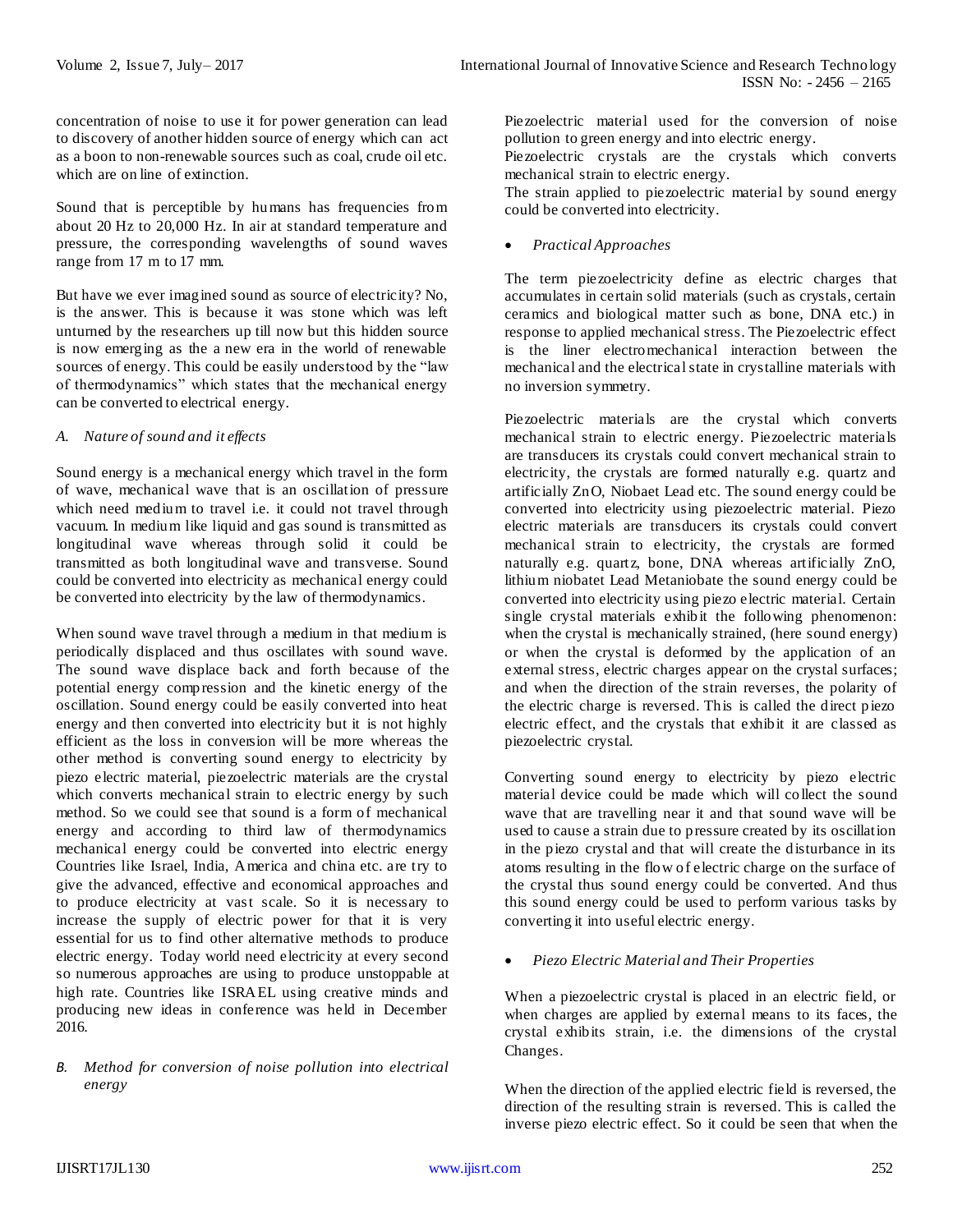concentration of noise to use it for power generation can lead to discovery of another hidden source of energy which can act as a boon to non-renewable sources such as coal, crude oil etc. which are on line of extinction.

Sound that is perceptible by humans has frequencies from about 20 Hz to 20,000 Hz. In air at standard temperature and pressure, the corresponding wavelengths of sound waves range from 17 m to 17 mm.

But have we ever imagined sound as source of electricity? No, is the answer. This is because it was stone which was left unturned by the researchers up till now but this hidden source is now emerging as the a new era in the world of renewable sources of energy. This could be easily understood by the "law of thermodynamics" which states that the mechanical energy can be converted to electrical energy.

### *A. Nature of sound and it effects*

Sound energy is a mechanical energy which travel in the form of wave, mechanical wave that is an oscillation of pressure which need medium to travel i.e. it could not travel through vacuum. In medium like liquid and gas sound is transmitted as longitudinal wave whereas through solid it could be transmitted as both longitudinal wave and transverse. Sound could be converted into electricity as mechanical energy could be converted into electricity by the law of thermodynamics.

When sound wave travel through a medium in that medium is periodically displaced and thus oscillates with sound wave. The sound wave displace back and forth because of the potential energy compression and the kinetic energy of the oscillation. Sound energy could be easily converted into heat energy and then converted into electricity but it is not highly efficient as the loss in conversion will be more whereas the other method is converting sound energy to electricity by piezo electric material, piezoelectric materials are the crystal which converts mechanical strain to electric energy by such method. So we could see that sound is a form of mechanical energy and according to third law of thermodynamics mechanical energy could be converted into electric energy Countries like Israel, India, America and china etc. are try to give the advanced, effective and economical approaches and to produce electricity at vast scale. So it is necessary to increase the supply of electric power for that it is very essential for us to find other alternative methods to produce electric energy. Today world need electricity at every second so numerous approaches are using to produce unstoppable at high rate. Countries like ISRAEL using creative minds and producing new ideas in conference was held in December 2016.

### *B. Method for conversion of noise pollution into electrical energy*

Piezoelectric material used for the conversion of noise pollution to green energy and into electric energy.
Piezoelectric crystals are the crystals which converts mechanical strain to electric energy.
The strain applied to piezoelectric material by sound energy could be converted into electricity.

- *Practical Approaches*

The term piezoelectricity define as electric charges that accumulates in certain solid materials (such as crystals, certain ceramics and biological matter such as bone, DNA etc.) in response to applied mechanical stress. The Piezoelectric effect is the liner electromechanical interaction between the mechanical and the electrical state in crystalline materials with no inversion symmetry.

Piezoelectric materials are the crystal which converts mechanical strain to electric energy. Piezoelectric materials are transducers its crystals could convert mechanical strain to electricity, the crystals are formed naturally e.g. quartz and artificially ZnO, Niobaet Lead etc. The sound energy could be converted into electricity using piezoelectric material. Piezo electric materials are transducers its crystals could convert mechanical strain to electricity, the crystals are formed naturally e.g. quartz, bone, DNA whereas artificially ZnO, lithium niobatet Lead Metaniobate the sound energy could be converted into electricity using piezo electric material. Certain single crystal materials exhibit the following phenomenon: when the crystal is mechanically strained, (here sound energy) or when the crystal is deformed by the application of an external stress, electric charges appear on the crystal surfaces; and when the direction of the strain reverses, the polarity of the electric charge is reversed. This is called the direct piezo electric effect, and the crystals that exhibit it are classed as piezoelectric crystal.

Converting sound energy to electricity by piezo electric material device could be made which will collect the sound wave that are travelling near it and that sound wave will be used to cause a strain due to pressure created by its oscillation in the piezo crystal and that will create the disturbance in its atoms resulting in the flow of electric charge on the surface of the crystal thus sound energy could be converted. And thus this sound energy could be used to perform various tasks by converting it into useful electric energy.

- *Piezo Electric Material and Their Properties*

When a piezoelectric crystal is placed in an electric field, or when charges are applied by external means to its faces, the crystal exhibits strain, i.e. the dimensions of the crystal Changes.

When the direction of the applied electric field is reversed, the direction of the resulting strain is reversed. This is called the inverse piezo electric effect. So it could be seen that when the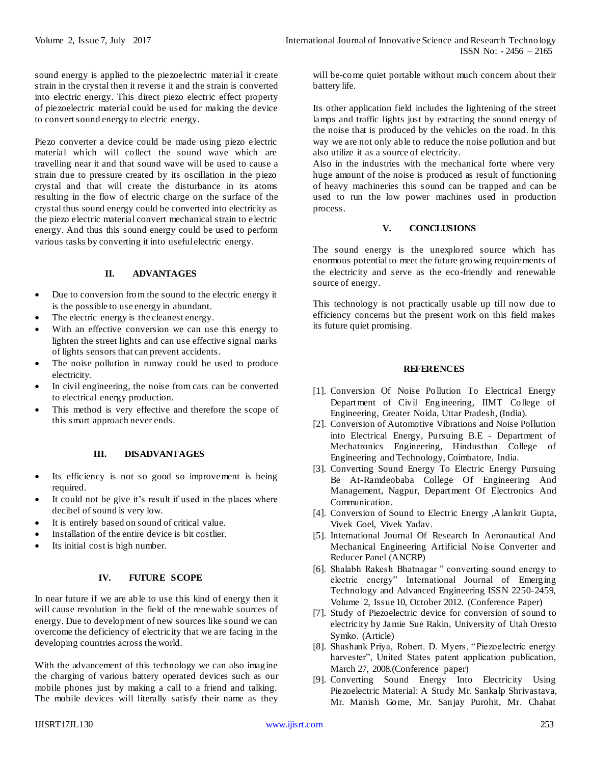sound energy is applied to the piezoelectric material it create strain in the crystal then it reverse it and the strain is converted into electric energy. This direct piezo electric effect property of piezoelectric material could be used for making the device to convert sound energy to electric energy.

Piezo converter a device could be made using piezo electric material which will collect the sound wave which are travelling near it and that sound wave will be used to cause a strain due to pressure created by its oscillation in the piezo crystal and that will create the disturbance in its atoms resulting in the flow of electric charge on the surface of the crystal thus sound energy could be converted into electricity as the piezo electric material convert mechanical strain to electric energy. And thus this sound energy could be used to perform various tasks by converting it into useful electric energy.

## II. ADVANTAGES

- Due to conversion from the sound to the electric energy it is the possible to use energy in abundant.
- The electric energy is the cleanest energy.
- With an effective conversion we can use this energy to lighten the street lights and can use effective signal marks of lights sensors that can prevent accidents.
- The noise pollution in runway could be used to produce electricity.
- In civil engineering, the noise from cars can be converted to electrical energy production.
- This method is very effective and therefore the scope of this smart approach never ends.

## III. DISADVANTAGES

- Its efficiency is not so good so improvement is being required.
- It could not be give it's result if used in the places where decibel of sound is very low.
- It is entirely based on sound of critical value.
- Installation of the entire device is bit costlier.
- Its initial cost is high number.

## IV. FUTURE SCOPE

In near future if we are able to use this kind of energy then it will cause revolution in the field of the renewable sources of energy. Due to development of new sources like sound we can overcome the deficiency of electricity that we are facing in the developing countries across the world.

With the advancement of this technology we can also imagine the charging of various battery operated devices such as our mobile phones just by making a call to a friend and talking. The mobile devices will literally satisfy their name as they will be-come quiet portable without much concern about their battery life.

Its other application field includes the lightening of the street lamps and traffic lights just by extracting the sound energy of the noise that is produced by the vehicles on the road. In this way we are not only able to reduce the noise pollution and but also utilize it as a source of electricity.
Also in the industries with the mechanical forte where very huge amount of the noise is produced as result of functioning of heavy machineries this sound can be trapped and can be used to run the low power machines used in production process.

## V. CONCLUSIONS

The sound energy is the unexplored source which has enormous potential to meet the future growing requirements of the electricity and serve as the eco-friendly and renewable source of energy.

This technology is not practically usable up till now due to efficiency concerns but the present work on this field makes its future quiet promising.

## REFERENCES

[1]. Conversion Of Noise Pollution To Electrical Energy Department of Civil Engineering, IIMT College of Engineering, Greater Noida, Uttar Pradesh, (India).

[2]. Conversion of Automotive Vibrations and Noise Pollution into Electrical Energy, Pursuing B.E - Department of Mechatronics Engineering, Hindusthan College of Engineering and Technology, Coimbatore, India.

[3]. Converting Sound Energy To Electric Energy Pursuing Be At-Ramdeobaba College Of Engineering And Management, Nagpur, Department Of Electronics And Communication.

[4]. Conversion of Sound to Electric Energy ,Alankrit Gupta, Vivek Goel, Vivek Yadav.

[5]. International Journal Of Research In Aeronautical And Mechanical Engineering Artificial Noise Converter and Reducer Panel (ANCRP)

[6]. Shalabh Rakesh Bhatnagar " converting sound energy to electric energy" International Journal of Emerging Technology and Advanced Engineering ISSN 2250-2459, Volume 2, Issue 10, October 2012. (Conference Paper)

[7]. Study of Piezoelectric device for conversion of sound to electricity by Jamie Sue Rakin, University of Utah Oresto Symko. (Article)

[8]. Shashank Priya, Robert. D. Myers, "Piezoelectric energy harvester", United States patent application publication, March 27, 2008.(Conference paper)

[9]. Converting Sound Energy Into Electricity Using Piezoelectric Material: A Study Mr. Sankalp Shrivastava, Mr. Manish Gome, Mr. Sanjay Purohit, Mr. Chahat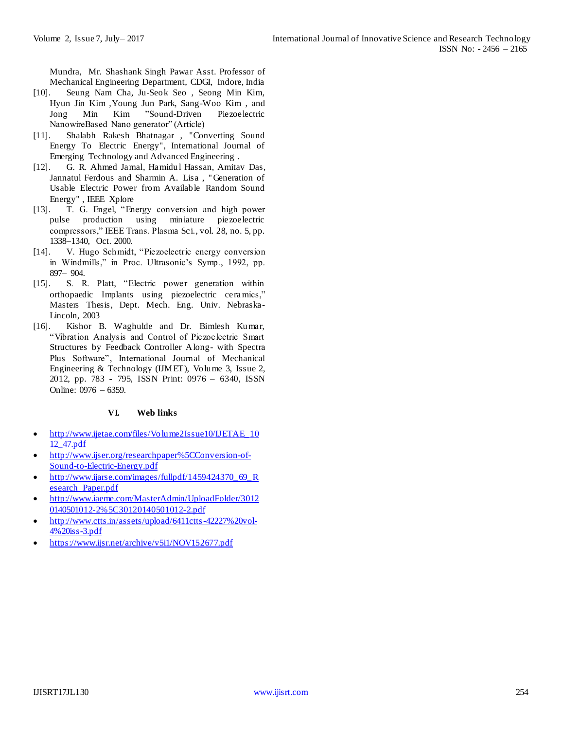Mundra, Mr. Shashank Singh Pawar Asst. Professor of Mechanical Engineering Department, CDGI, Indore, India

[10]. Seung Nam Cha, Ju-Seok Seo , Seong Min Kim, Hyun Jin Kim ,Young Jun Park, Sang-Woo Kim , and Jong Min Kim "Sound-Driven Piezoelectric NanowireBased Nano generator" (Article)

[11]. Shalabh Rakesh Bhatnagar , "Converting Sound Energy To Electric Energy", International Journal of Emerging Technology and Advanced Engineering .

[12]. G. R. Ahmed Jamal, Hamidul Hassan, Amitav Das, Jannatul Ferdous and Sharmin A. Lisa , "Generation of Usable Electric Power from Available Random Sound Energy" , IEEE Xplore

[13]. T. G. Engel, "Energy conversion and high power pulse production using miniature piezoelectric compressors," IEEE Trans. Plasma Sci., vol. 28, no. 5, pp. 1338–1340, Oct. 2000.

[14]. V. Hugo Schmidt, "Piezoelectric energy conversion in Windmills," in Proc. Ultrasonic's Symp., 1992, pp. 897– 904.

[15]. S. R. Platt, "Electric power generation within orthopaedic Implants using piezoelectric ceramics," Masters Thesis, Dept. Mech. Eng. Univ. Nebraska-Lincoln, 2003

[16]. Kishor B. Waghulde and Dr. Bimlesh Kumar, "Vibration Analysis and Control of Piezoelectric Smart Structures by Feedback Controller Along- with Spectra Plus Software", International Journal of Mechanical Engineering & Technology (IJMET), Volume 3, Issue 2, 2012, pp. 783 - 795, ISSN Print: 0976 – 6340, ISSN Online: 0976 – 6359.

## VI. Web links

- http://www.ijetae.com/files/Volume2Issue10/IJETAE_1012_47.pdf
- http://www.ijser.org/researchpaper%5CConversion-of-Sound-to-Electric-Energy.pdf
- http://www.ijarse.com/images/fullpdf/1459424370_69_Research_Paper.pdf
- http://www.iaeme.com/MasterAdmin/UploadFolder/30120140501012-2%5C30120140501012-2.pdf
- http://www.ctts.in/assets/upload/6411ctts-42227%20vol-4%20iss-3.pdf
- https://www.ijsr.net/archive/v5i1/NOV152677.pdf